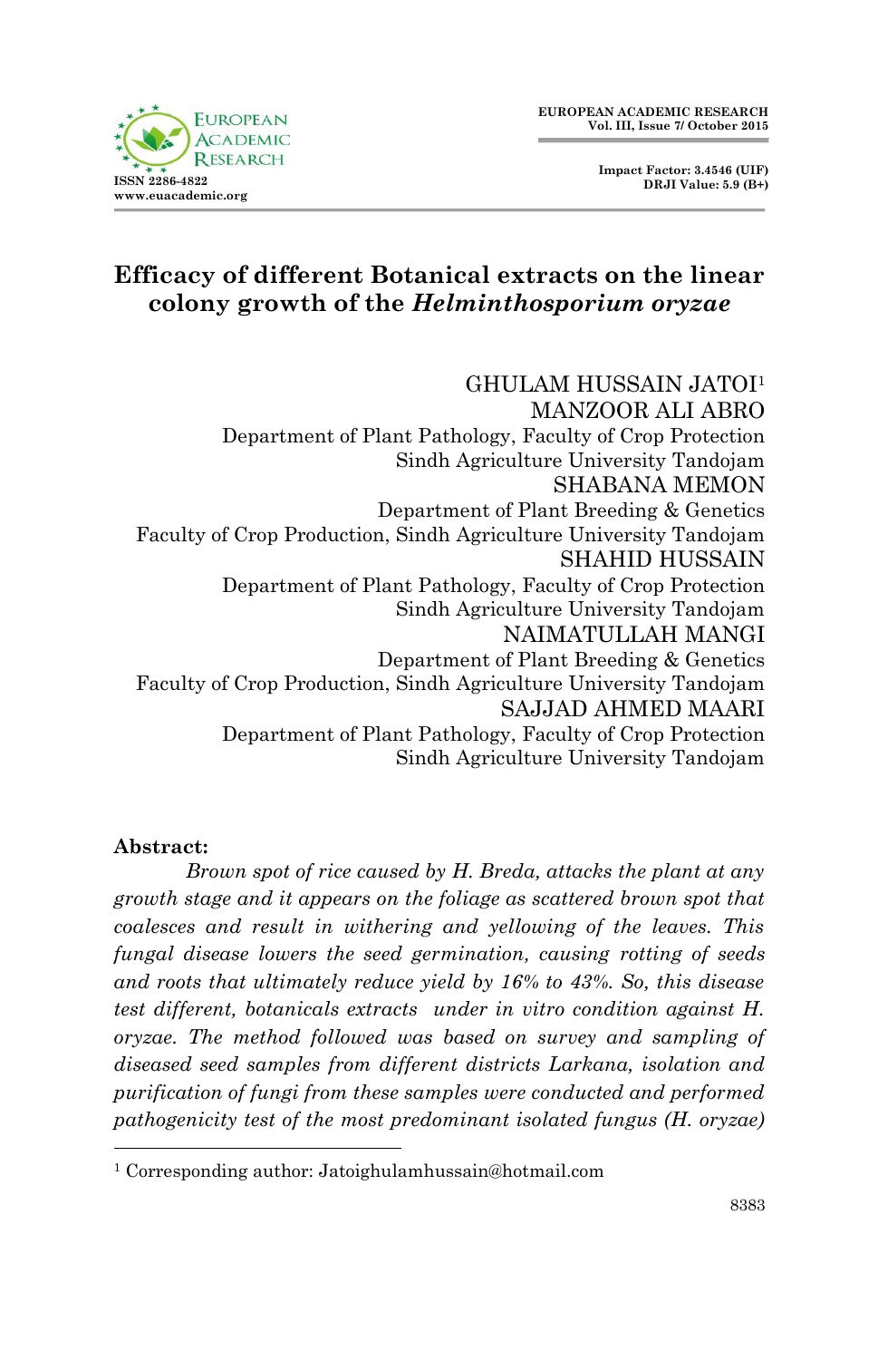# Efficacy of different Botanical extracts on the linear colony growth of the *Helminthosporium oryzae*

GHULAM HUSSAIN JATOI[1]
MANZOOR ALI ABRO
Department of Plant Pathology, Faculty of Crop Protection
Sindh Agriculture University Tandojam
SHABANA MEMON
Department of Plant Breeding & Genetics
Faculty of Crop Production, Sindh Agriculture University Tandojam
SHAHID HUSSAIN
Department of Plant Pathology, Faculty of Crop Protection
Sindh Agriculture University Tandojam
NAIMATULLAH MANGI
Department of Plant Breeding & Genetics
Faculty of Crop Production, Sindh Agriculture University Tandojam
SAJJAD AHMED MAARI
Department of Plant Pathology, Faculty of Crop Protection
Sindh Agriculture University Tandojam

**Abstract:**

*Brown spot of rice caused by H. Breda, attacks the plant at any growth stage and it appears on the foliage as scattered brown spot that coalesces and result in withering and yellowing of the leaves. This fungal disease lowers the seed germination, causing rotting of seeds and roots that ultimately reduce yield by 16% to 43%. So, this disease test different, botanicals extracts under in vitro condition against H. oryzae. The method followed was based on survey and sampling of diseased seed samples from different districts Larkana, isolation and purification of fungi from these samples were conducted and performed pathogenicity test of the most predominant isolated fungus (H. oryzae)*

[1] Corresponding author: Jatoighulamhussain@hotmail.com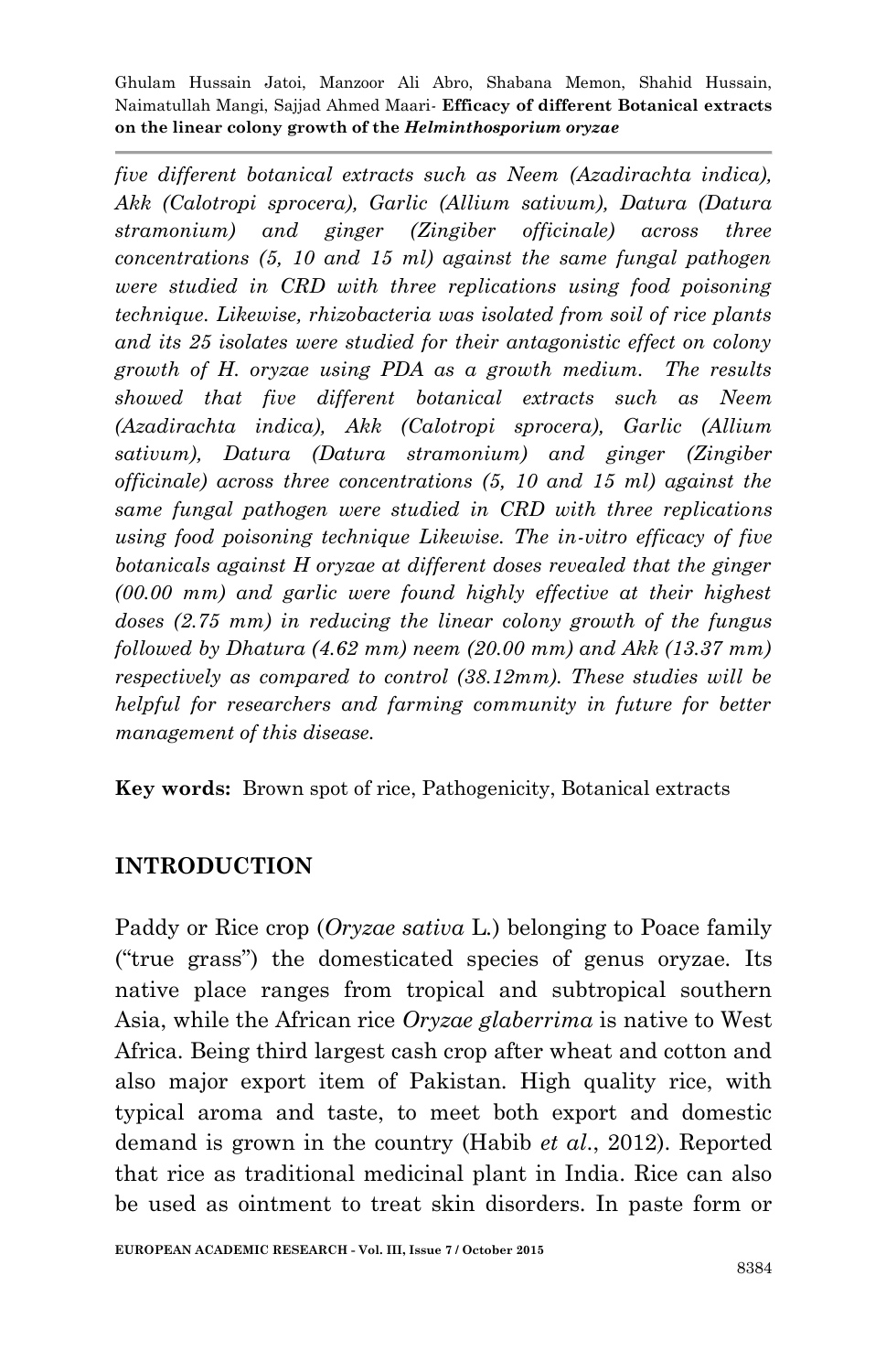*five different botanical extracts such as Neem (Azadirachta indica), Akk (Calotropi sprocera), Garlic (Allium sativum), Datura (Datura stramonium) and ginger (Zingiber officinale) across three concentrations (5, 10 and 15 ml) against the same fungal pathogen were studied in CRD with three replications using food poisoning technique. Likewise, rhizobacteria was isolated from soil of rice plants and its 25 isolates were studied for their antagonistic effect on colony growth of H. oryzae using PDA as a growth medium. The results showed that five different botanical extracts such as Neem (Azadirachta indica), Akk (Calotropi sprocera), Garlic (Allium sativum), Datura (Datura stramonium) and ginger (Zingiber officinale) across three concentrations (5, 10 and 15 ml) against the same fungal pathogen were studied in CRD with three replications using food poisoning technique Likewise. The in-vitro efficacy of five botanicals against H oryzae at different doses revealed that the ginger (00.00 mm) and garlic were found highly effective at their highest doses (2.75 mm) in reducing the linear colony growth of the fungus followed by Dhatura (4.62 mm) neem (20.00 mm) and Akk (13.37 mm) respectively as compared to control (38.12mm). These studies will be helpful for researchers and farming community in future for better management of this disease.*

**Key words:** Brown spot of rice, Pathogenicity, Botanical extracts

## INTRODUCTION

Paddy or Rice crop (*Oryzae sativa* L.) belonging to Poace family ("true grass") the domesticated species of genus oryzae. Its native place ranges from tropical and subtropical southern Asia, while the African rice *Oryzae glaberrima* is native to West Africa. Being third largest cash crop after wheat and cotton and also major export item of Pakistan. High quality rice, with typical aroma and taste, to meet both export and domestic demand is grown in the country (Habib *et al*., 2012). Reported that rice as traditional medicinal plant in India. Rice can also be used as ointment to treat skin disorders. In paste form or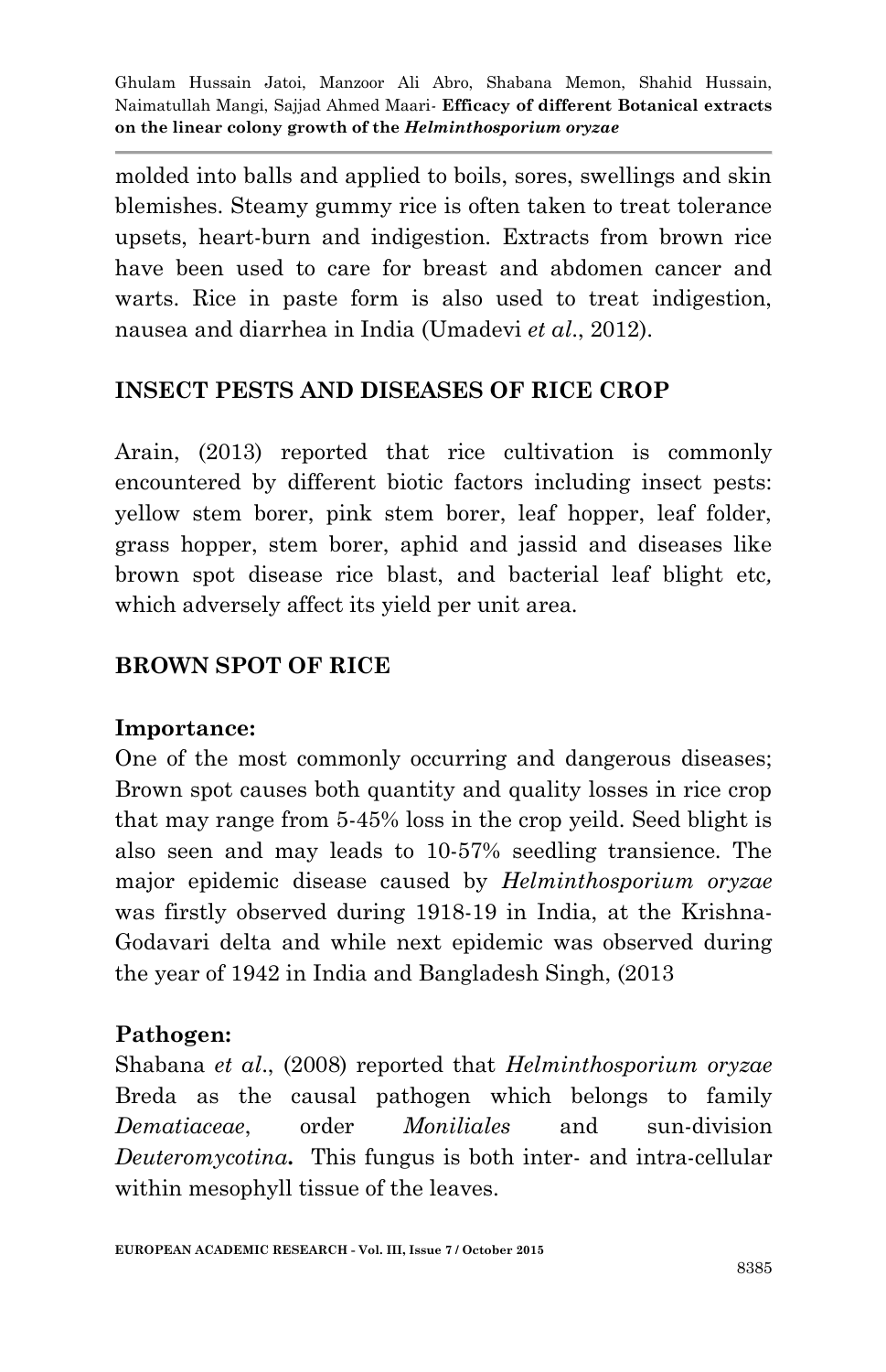molded into balls and applied to boils, sores, swellings and skin blemishes. Steamy gummy rice is often taken to treat tolerance upsets, heart-burn and indigestion. Extracts from brown rice have been used to care for breast and abdomen cancer and warts. Rice in paste form is also used to treat indigestion, nausea and diarrhea in India (Umadevi *et al*., 2012).

## INSECT PESTS AND DISEASES OF RICE CROP

Arain, (2013) reported that rice cultivation is commonly encountered by different biotic factors including insect pests: yellow stem borer, pink stem borer, leaf hopper, leaf folder, grass hopper, stem borer, aphid and jassid and diseases like brown spot disease rice blast, and bacterial leaf blight etc*,* which adversely affect its yield per unit area.

## BROWN SPOT OF RICE

### Importance:

One of the most commonly occurring and dangerous diseases; Brown spot causes both quantity and quality losses in rice crop that may range from 5-45% loss in the crop yeild. Seed blight is also seen and may leads to 10-57% seedling transience. The major epidemic disease caused by *Helminthosporium oryzae* was firstly observed during 1918-19 in India, at the Krishna-Godavari delta and while next epidemic was observed during the year of 1942 in India and Bangladesh Singh, (2013

### Pathogen:

Shabana *et al*., (2008) reported that *Helminthosporium oryzae* Breda as the causal pathogen which belongs to family *Dematiaceae*, order *Moniliales* and sun-division ***Deuteromycotina*.** This fungus is both inter- and intra-cellular within mesophyll tissue of the leaves.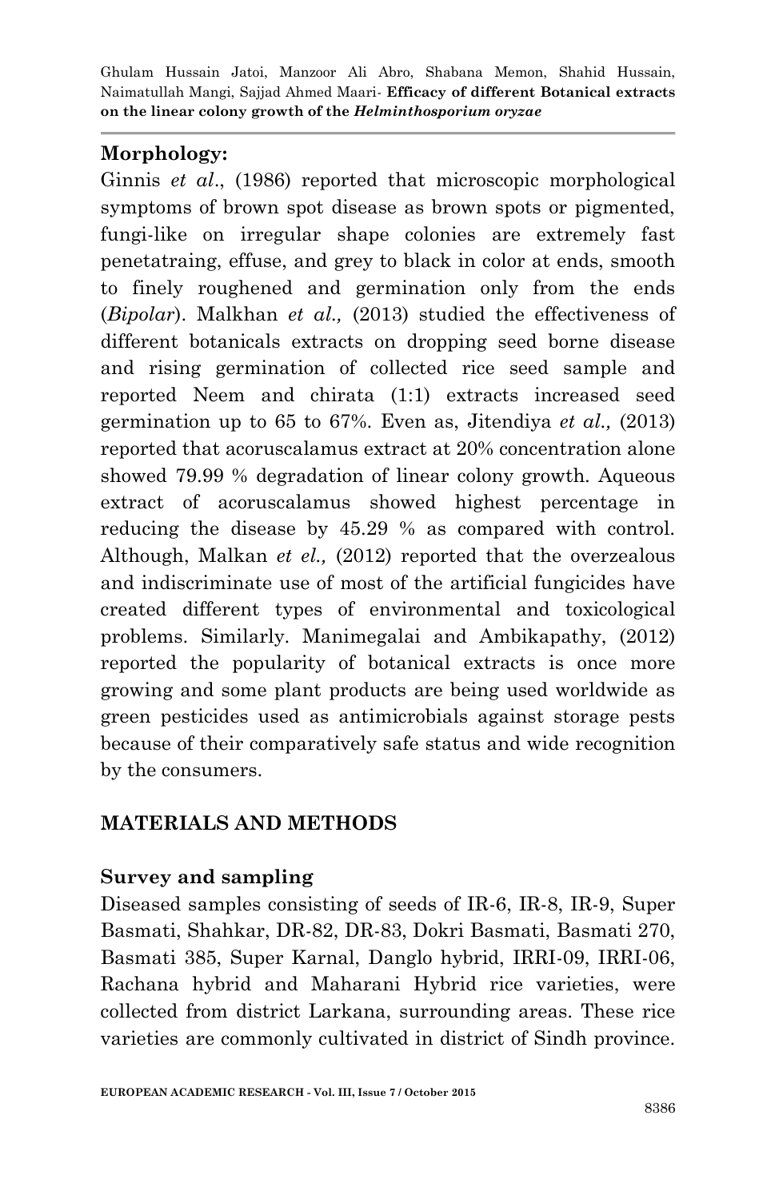### Morphology:

Ginnis *et al*., (1986) reported that microscopic morphological symptoms of brown spot disease as brown spots or pigmented, fungi-like on irregular shape colonies are extremely fast penetatraing, effuse, and grey to black in color at ends, smooth to finely roughened and germination only from the ends (*Bipolar*). Malkhan *et al.,* (2013) studied the effectiveness of different botanicals extracts on dropping seed borne disease and rising germination of collected rice seed sample and reported Neem and chirata (1:1) extracts increased seed germination up to 65 to 67%. Even as, Jitendiya *et al.,* (2013) reported that acoruscalamus extract at 20% concentration alone showed 79.99 % degradation of linear colony growth. Aqueous extract of acoruscalamus showed highest percentage in reducing the disease by 45.29 % as compared with control. Although, Malkan *et el.,* (2012) reported that the overzealous and indiscriminate use of most of the artificial fungicides have created different types of environmental and toxicological problems. Similarly. Manimegalai and Ambikapathy, (2012) reported the popularity of botanical extracts is once more growing and some plant products are being used worldwide as green pesticides used as antimicrobials against storage pests because of their comparatively safe status and wide recognition by the consumers.

## MATERIALS AND METHODS

### Survey and sampling

Diseased samples consisting of seeds of IR-6, IR-8, IR-9, Super Basmati, Shahkar, DR-82, DR-83, Dokri Basmati, Basmati 270, Basmati 385, Super Karnal, Danglo hybrid, IRRI-09, IRRI-06, Rachana hybrid and Maharani Hybrid rice varieties, were collected from district Larkana, surrounding areas. These rice varieties are commonly cultivated in district of Sindh province.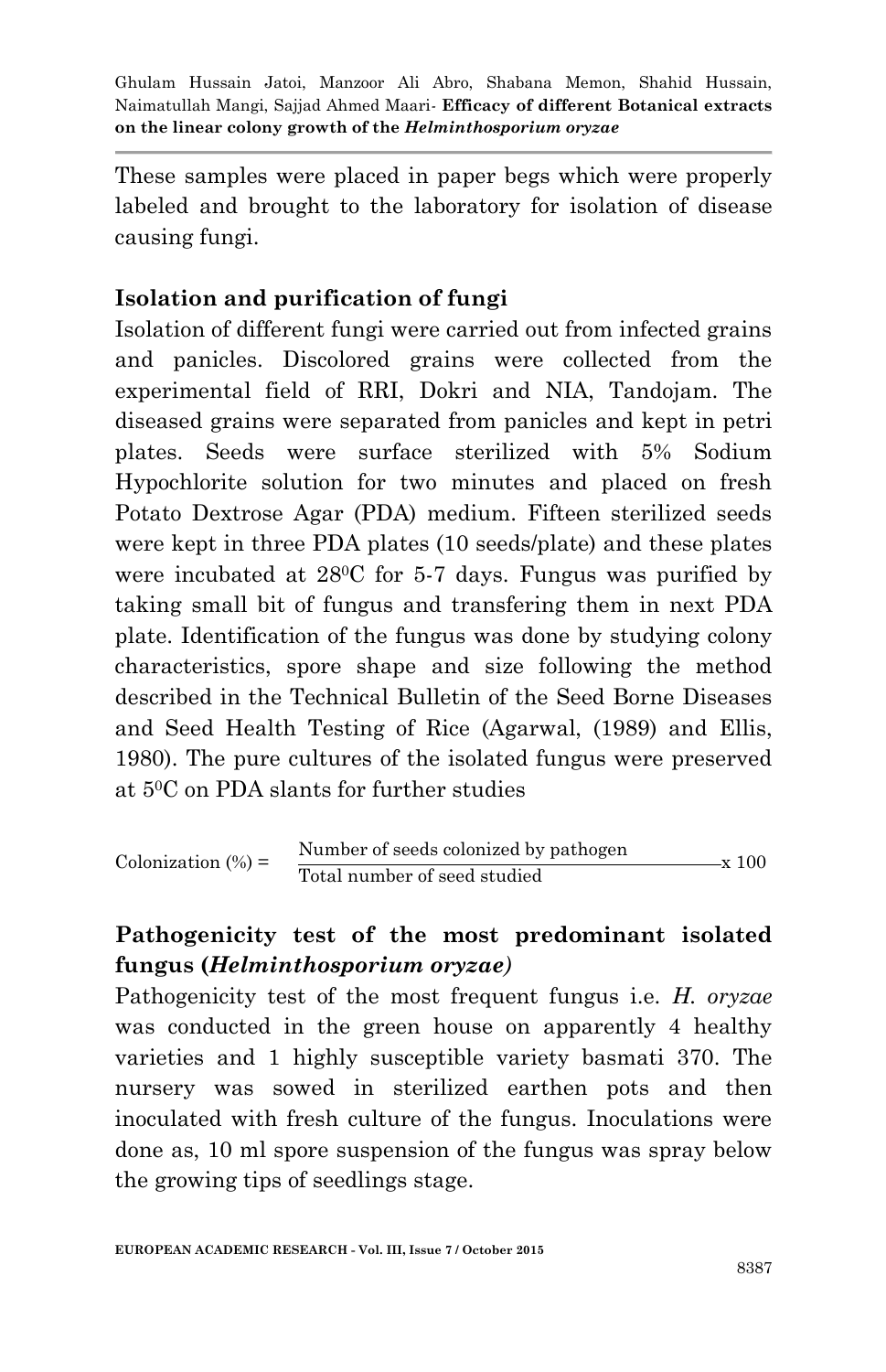These samples were placed in paper begs which were properly labeled and brought to the laboratory for isolation of disease causing fungi.

## Isolation and purification of fungi

Isolation of different fungi were carried out from infected grains and panicles. Discolored grains were collected from the experimental field of RRI, Dokri and NIA, Tandojam. The diseased grains were separated from panicles and kept in petri plates. Seeds were surface sterilized with 5% Sodium Hypochlorite solution for two minutes and placed on fresh Potato Dextrose Agar (PDA) medium. Fifteen sterilized seeds were kept in three PDA plates (10 seeds/plate) and these plates were incubated at $28^0$C for 5-7 days. Fungus was purified by taking small bit of fungus and transfering them in next PDA plate. Identification of the fungus was done by studying colony characteristics, spore shape and size following the method described in the Technical Bulletin of the Seed Borne Diseases and Seed Health Testing of Rice (Agarwal, (1989) and Ellis, 1980). The pure cultures of the isolated fungus were preserved at $5^0$C on PDA slants for further studies

$$\text{Colonization (\%)} = \frac{\text{Number of seeds colonized by pathogen}}{\text{Total number of seed studied}} \times 100$$

## Pathogenicity test of the most predominant isolated fungus (*Helminthosporium oryzae)*

Pathogenicity test of the most frequent fungus i.e. *H. oryzae* was conducted in the green house on apparently 4 healthy varieties and 1 highly susceptible variety basmati 370. The nursery was sowed in sterilized earthen pots and then inoculated with fresh culture of the fungus. Inoculations were done as, 10 ml spore suspension of the fungus was spray below the growing tips of seedlings stage.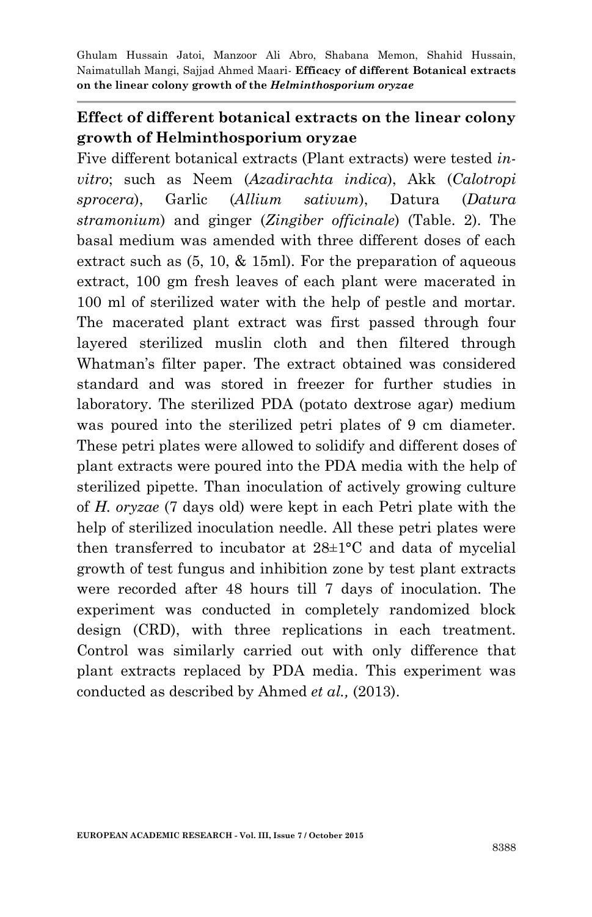## Effect of different botanical extracts on the linear colony growth of Helminthosporium oryzae

Five different botanical extracts (Plant extracts) were tested *in-vitro*; such as Neem (*Azadirachta indica*), Akk (*Calotropi sprocera*), Garlic (*Allium sativum*), Datura (*Datura stramonium*) and ginger (*Zingiber officinale*) (Table. 2). The basal medium was amended with three different doses of each extract such as (5, 10, & 15ml). For the preparation of aqueous extract, 100 gm fresh leaves of each plant were macerated in 100 ml of sterilized water with the help of pestle and mortar. The macerated plant extract was first passed through four layered sterilized muslin cloth and then filtered through Whatman's filter paper. The extract obtained was considered standard and was stored in freezer for further studies in laboratory. The sterilized PDA (potato dextrose agar) medium was poured into the sterilized petri plates of 9 cm diameter. These petri plates were allowed to solidify and different doses of plant extracts were poured into the PDA media with the help of sterilized pipette. Than inoculation of actively growing culture of *H. oryzae* (7 days old) were kept in each Petri plate with the help of sterilized inoculation needle. All these petri plates were then transferred to incubator at 28±1°C and data of mycelial growth of test fungus and inhibition zone by test plant extracts were recorded after 48 hours till 7 days of inoculation. The experiment was conducted in completely randomized block design (CRD), with three replications in each treatment. Control was similarly carried out with only difference that plant extracts replaced by PDA media. This experiment was conducted as described by Ahmed *et al.,* (2013).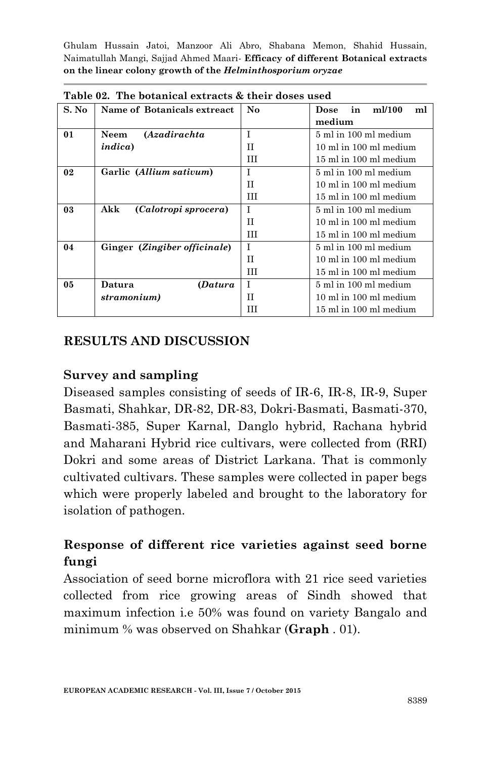**Table 02. The botanical extracts & their doses used**

| S. No | Name of Botanicals extreact | No | Dose in ml/100 ml medium |
|---|---|---|---|
| 01 | Neem (*Azadirachta indica*) | I | 5 ml in 100 ml medium |
| | | II | 10 ml in 100 ml medium |
| | | III | 15 ml in 100 ml medium |
| 02 | Garlic (*Allium sativum*) | I | 5 ml in 100 ml medium |
| | | II | 10 ml in 100 ml medium |
| | | III | 15 ml in 100 ml medium |
| 03 | Akk (*Calotropi sprocera*) | I | 5 ml in 100 ml medium |
| | | II | 10 ml in 100 ml medium |
| | | III | 15 ml in 100 ml medium |
| 04 | Ginger (*Zingiber officinale*) | I | 5 ml in 100 ml medium |
| | | II | 10 ml in 100 ml medium |
| | | III | 15 ml in 100 ml medium |
| 05 | Datura (*Datura stramonium*) | I | 5 ml in 100 ml medium |
| | | II | 10 ml in 100 ml medium |
| | | III | 15 ml in 100 ml medium |

## RESULTS AND DISCUSSION

### Survey and sampling

Diseased samples consisting of seeds of IR-6, IR-8, IR-9, Super Basmati, Shahkar, DR-82, DR-83, Dokri-Basmati, Basmati-370, Basmati-385, Super Karnal, Danglo hybrid, Rachana hybrid and Maharani Hybrid rice cultivars, were collected from (RRI) Dokri and some areas of District Larkana. That is commonly cultivated cultivars. These samples were collected in paper begs which were properly labeled and brought to the laboratory for isolation of pathogen.

### Response of different rice varieties against seed borne fungi

Association of seed borne microflora with 21 rice seed varieties collected from rice growing areas of Sindh showed that maximum infection i.e 50% was found on variety Bangalo and minimum % was observed on Shahkar (**Graph** . 01).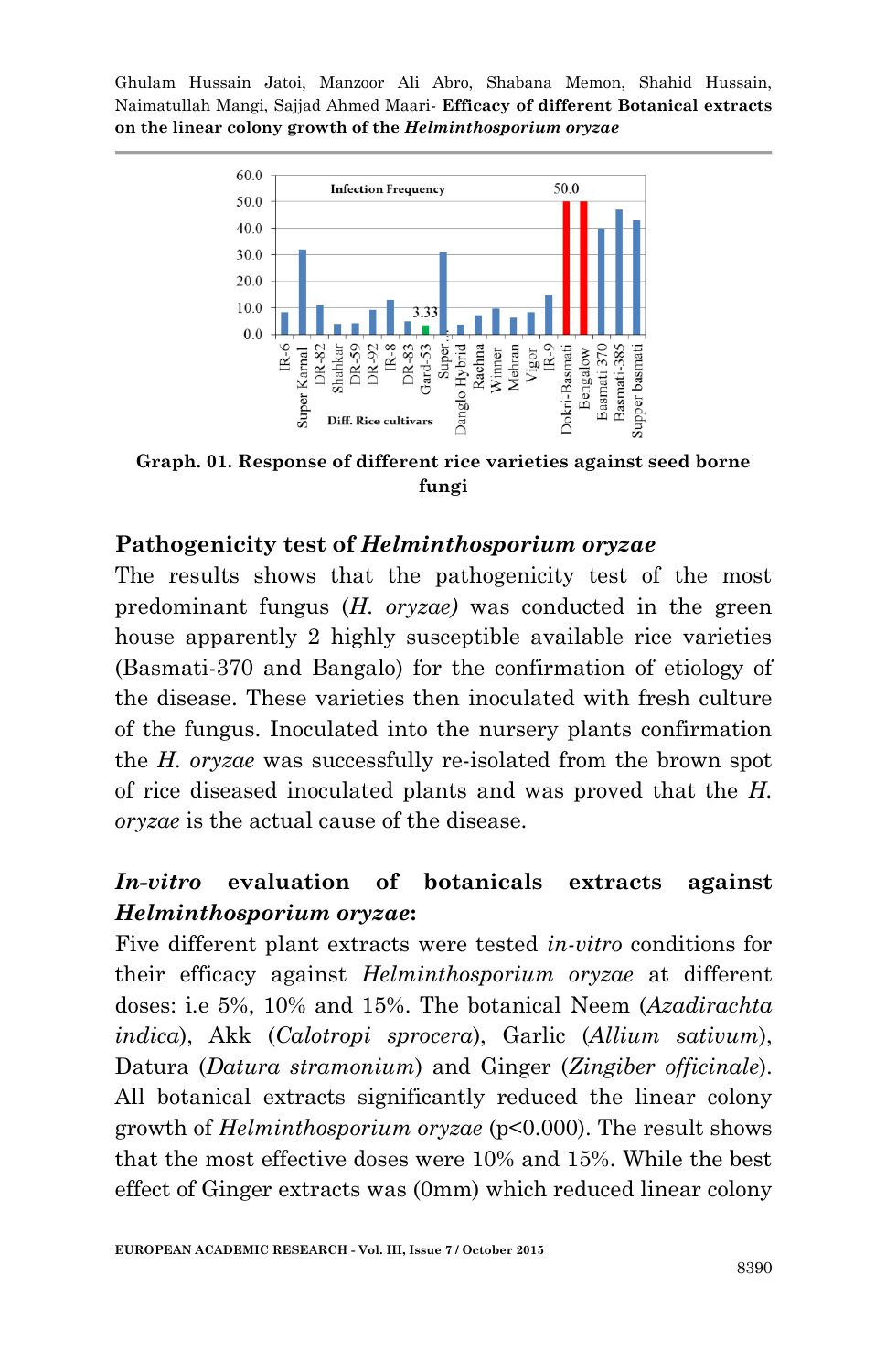60.0
50.0
40.0
30.0
20.0
10.0
0.0

Infection Frequency

50.0

3.33

IR-6
Super Karnal
DR-82
Shahkar
DR-59
DR-92
IR-8
DR-83
Gard-53
Super...
Danglo Hybrid
Rachna
Winner
Mehran
Vigor
IR-9
Dokri-Basmati
Bengalow
Basmati 370
Basmati-385
Supper basmati

Diff. Rice cultivars

**Graph. 01. Response of different rice varieties against seed borne fungi**

## Pathogenicity test of *Helminthosporium oryzae*

The results shows that the pathogenicity test of the most predominant fungus (*H. oryzae)* was conducted in the green house apparently 2 highly susceptible available rice varieties (Basmati-370 and Bangalo) for the confirmation of etiology of the disease. These varieties then inoculated with fresh culture of the fungus. Inoculated into the nursery plants confirmation the *H. oryzae* was successfully re-isolated from the brown spot of rice diseased inoculated plants and was proved that the *H. oryzae* is the actual cause of the disease.

## *In-vitro* evaluation of botanicals extracts against *Helminthosporium oryzae*:

Five different plant extracts were tested *in-vitro* conditions for their efficacy against *Helminthosporium oryzae* at different doses: i.e 5%, 10% and 15%. The botanical Neem (*Azadirachta indica*), Akk (*Calotropi sprocera*), Garlic (*Allium sativum*), Datura (*Datura stramonium*) and Ginger (*Zingiber officinale*). All botanical extracts significantly reduced the linear colony growth of *Helminthosporium oryzae* ($p<0.000$). The result shows that the most effective doses were 10% and 15%. While the best effect of Ginger extracts was (0mm) which reduced linear colony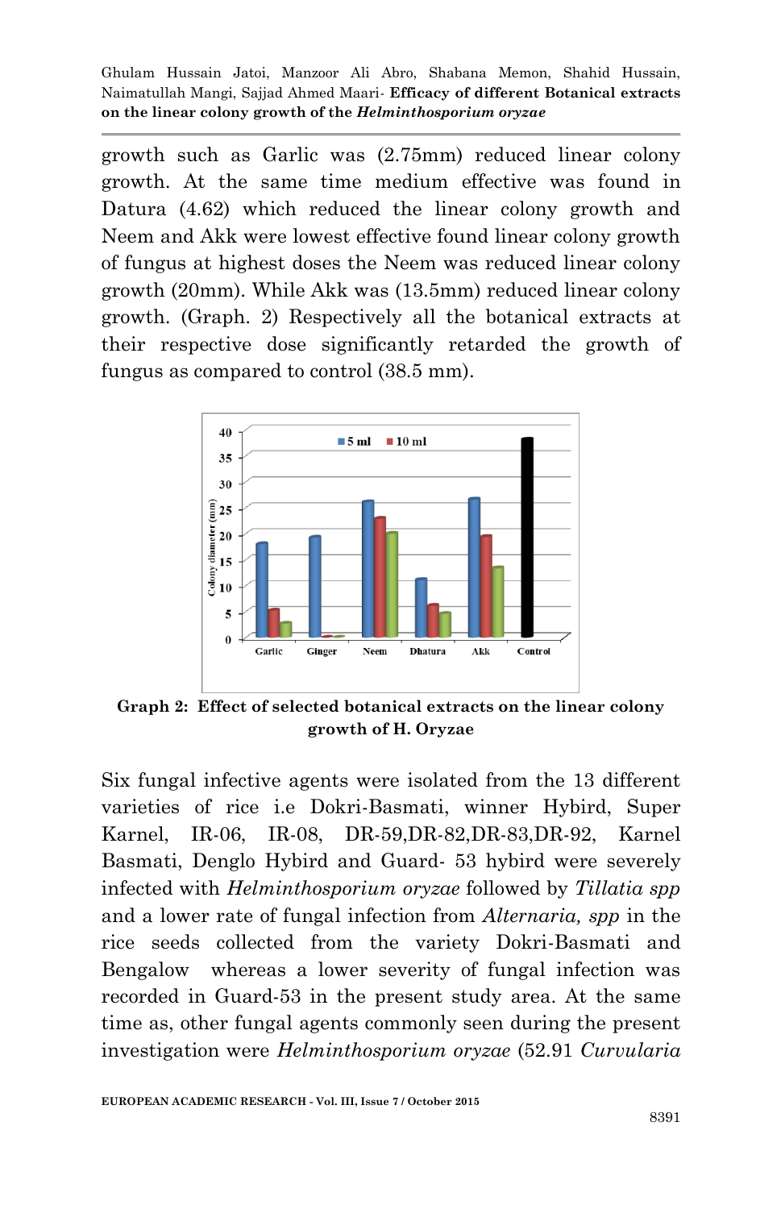growth such as Garlic was (2.75mm) reduced linear colony growth. At the same time medium effective was found in Datura (4.62) which reduced the linear colony growth and Neem and Akk were lowest effective found linear colony growth of fungus at highest doses the Neem was reduced linear colony growth (20mm). While Akk was (13.5mm) reduced linear colony growth. (Graph. 2) Respectively all the botanical extracts at their respective dose significantly retarded the growth of fungus as compared to control (38.5 mm).

5 ml
10 ml

Colony diameter (mm)

40
35
30
25
20
15
10
5
0

Garlic
Ginger
Neem
Dhatura
Akk
Control

**Graph 2: Effect of selected botanical extracts on the linear colony growth of H. Oryzae**

Six fungal infective agents were isolated from the 13 different varieties of rice i.e Dokri-Basmati, winner Hybird, Super Karnel, IR-06, IR-08, DR-59,DR-82,DR-83,DR-92, Karnel Basmati, Denglo Hybird and Guard- 53 hybird were severely infected with *Helminthosporium oryzae* followed by *Tillatia spp* and a lower rate of fungal infection from *Alternaria, spp* in the rice seeds collected from the variety Dokri-Basmati and Bengalow whereas a lower severity of fungal infection was recorded in Guard-53 in the present study area. At the same time as, other fungal agents commonly seen during the present investigation were *Helminthosporium oryzae* (52.91 *Curvularia*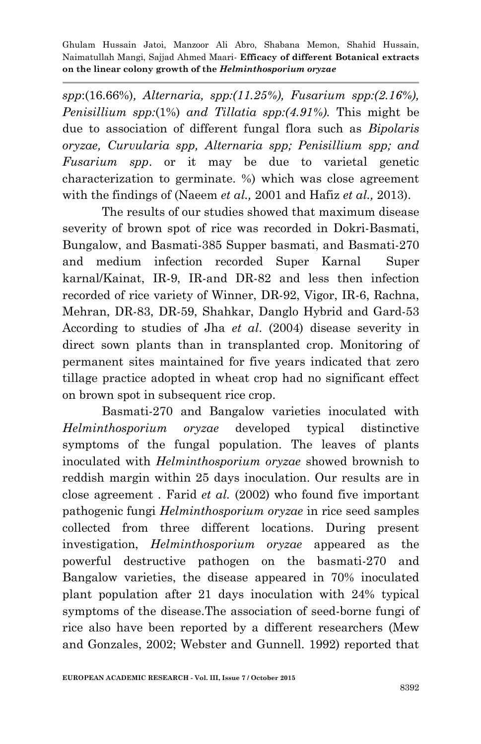*spp*:(16.66%)*, Alternaria, spp:(11.25%), Fusarium spp:(2.16%), Penisillium spp:*(1%) *and Tillatia spp:(4.91%).* This might be due to association of different fungal flora such as *Bipolaris oryzae, Curvularia spp, Alternaria spp; Penisillium spp; and Fusarium spp*. or it may be due to varietal genetic characterization to germinate. %) which was close agreement with the findings of (Naeem *et al.,* 2001 and Hafiz *et al.,* 2013).

The results of our studies showed that maximum disease severity of brown spot of rice was recorded in Dokri-Basmati, Bungalow, and Basmati-385 Supper basmati, and Basmati-270 and medium infection recorded Super Karnal Super karnal/Kainat, IR-9, IR-and DR-82 and less then infection recorded of rice variety of Winner, DR-92, Vigor, IR-6, Rachna, Mehran, DR-83, DR-59, Shahkar, Danglo Hybrid and Gard-53 According to studies of Jha *et al*. (2004) disease severity in direct sown plants than in transplanted crop. Monitoring of permanent sites maintained for five years indicated that zero tillage practice adopted in wheat crop had no significant effect on brown spot in subsequent rice crop.

Basmati-270 and Bangalow varieties inoculated with *Helminthosporium oryzae* developed typical distinctive symptoms of the fungal population. The leaves of plants inoculated with *Helminthosporium oryzae* showed brownish to reddish margin within 25 days inoculation. Our results are in close agreement . Farid *et al.* (2002) who found five important pathogenic fungi *Helminthosporium oryzae* in rice seed samples collected from three different locations. During present investigation, *Helminthosporium oryzae* appeared as the powerful destructive pathogen on the basmati-270 and Bangalow varieties, the disease appeared in 70% inoculated plant population after 21 days inoculation with 24% typical symptoms of the disease.The association of seed-borne fungi of rice also have been reported by a different researchers (Mew and Gonzales, 2002; Webster and Gunnell. 1992) reported that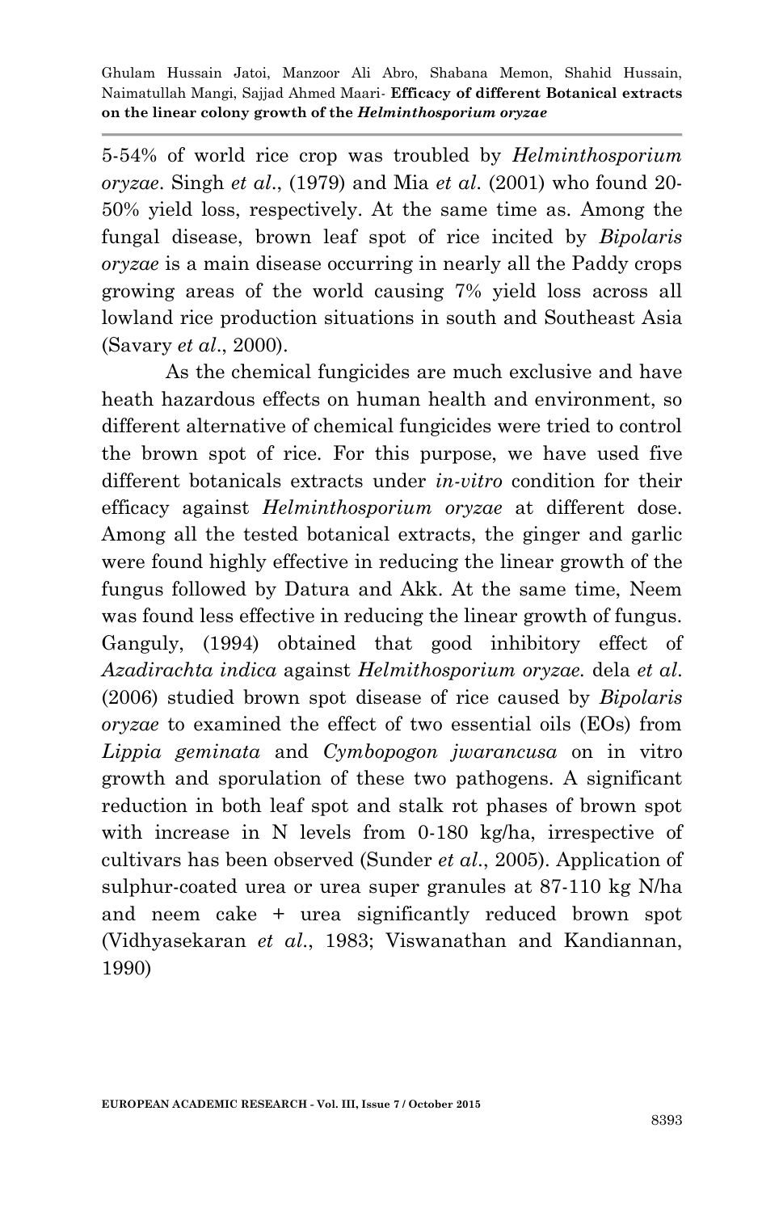5-54% of world rice crop was troubled by *Helminthosporium oryzae*. Singh *et al*., (1979) and Mia *et al*. (2001) who found 20-50% yield loss, respectively. At the same time as. Among the fungal disease, brown leaf spot of rice incited by *Bipolaris oryzae* is a main disease occurring in nearly all the Paddy crops growing areas of the world causing 7% yield loss across all lowland rice production situations in south and Southeast Asia (Savary *et al*., 2000).

As the chemical fungicides are much exclusive and have heath hazardous effects on human health and environment, so different alternative of chemical fungicides were tried to control the brown spot of rice. For this purpose, we have used five different botanicals extracts under *in-vitro* condition for their efficacy against *Helminthosporium oryzae* at different dose. Among all the tested botanical extracts, the ginger and garlic were found highly effective in reducing the linear growth of the fungus followed by Datura and Akk. At the same time, Neem was found less effective in reducing the linear growth of fungus. Ganguly, (1994) obtained that good inhibitory effect of *Azadirachta indica* against *Helmithosporium oryzae.* dela *et al*. (2006) studied brown spot disease of rice caused by *Bipolaris oryzae* to examined the effect of two essential oils (EOs) from *Lippia geminata* and *Cymbopogon jwarancusa* on in vitro growth and sporulation of these two pathogens. A significant reduction in both leaf spot and stalk rot phases of brown spot with increase in N levels from 0-180 kg/ha, irrespective of cultivars has been observed (Sunder *et al*., 2005). Application of sulphur-coated urea or urea super granules at 87-110 kg N/ha and neem cake + urea significantly reduced brown spot (Vidhyasekaran *et al*., 1983; Viswanathan and Kandiannan, 1990)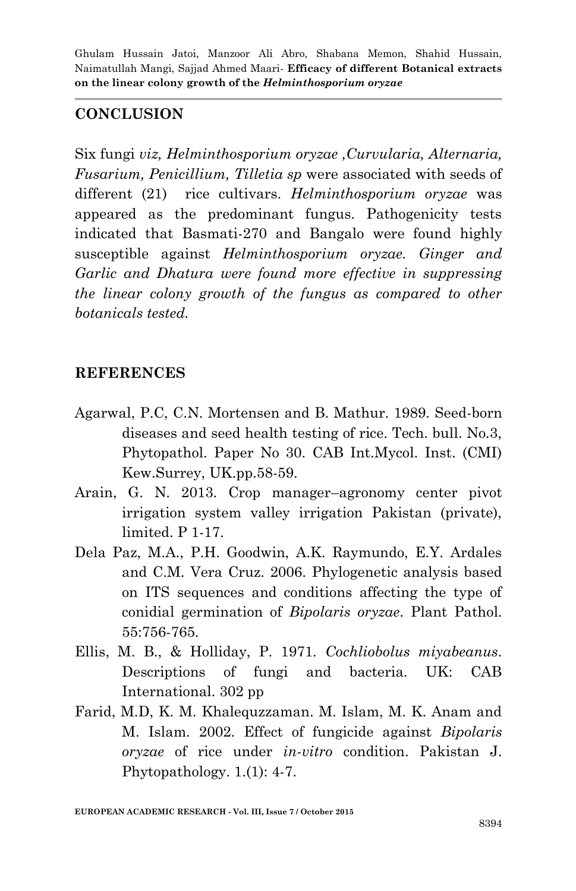## CONCLUSION

Six fungi *viz, Helminthosporium oryzae ,Curvularia, Alternaria, Fusarium, Penicillium, Tilletia sp* were associated with seeds of different (21) rice cultivars. *Helminthosporium oryzae* was appeared as the predominant fungus. Pathogenicity tests indicated that Basmati-270 and Bangalo were found highly susceptible against *Helminthosporium oryzae. Ginger and Garlic and Dhatura were found more effective in suppressing the linear colony growth of the fungus as compared to other botanicals tested.*

## REFERENCES

Agarwal, P.C, C.N. Mortensen and B. Mathur. 1989. Seed-born diseases and seed health testing of rice. Tech. bull. No.3, Phytopathol. Paper No 30. CAB Int.Mycol. Inst. (CMI) Kew.Surrey, UK.pp.58-59.

Arain, G. N. 2013. Crop manager–agronomy center pivot irrigation system valley irrigation Pakistan (private), limited. P 1-17.

Dela Paz, M.A., P.H. Goodwin, A.K. Raymundo, E.Y. Ardales and C.M. Vera Cruz. 2006. Phylogenetic analysis based on ITS sequences and conditions affecting the type of conidial germination of *Bipolaris oryzae*. Plant Pathol. 55:756-765.

Ellis, M. B., & Holliday, P. 1971. *Cochliobolus miyabeanus*. Descriptions of fungi and bacteria. UK: CAB International. 302 pp

Farid, M.D, K. M. Khalequzzaman. M. Islam, M. K. Anam and M. Islam. 2002. Effect of fungicide against *Bipolaris oryzae* of rice under *in-vitro* condition. Pakistan J. Phytopathology. 1.(1): 4-7.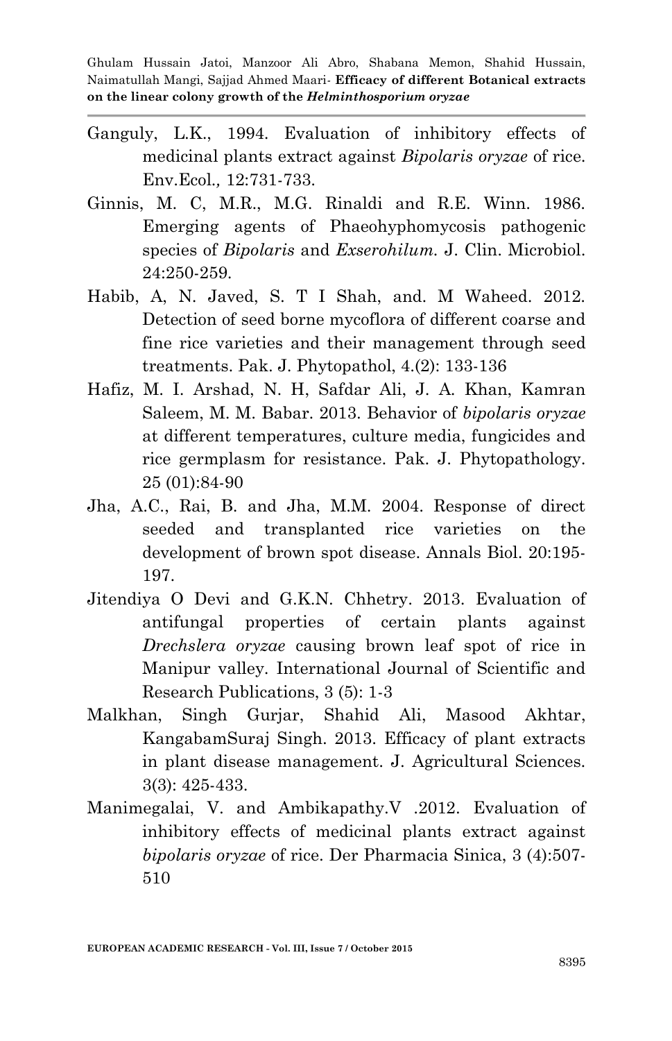Ganguly, L.K., 1994. Evaluation of inhibitory effects of medicinal plants extract against *Bipolaris oryzae* of rice. Env.Ecol., 12:731-733.

Ginnis, M. C, M.R., M.G. Rinaldi and R.E. Winn. 1986. Emerging agents of Phaeohyphomycosis pathogenic species of *Bipolaris* and *Exserohilum*. J. Clin. Microbiol. 24:250-259.

Habib, A, N. Javed, S. T I Shah, and. M Waheed. 2012. Detection of seed borne mycoflora of different coarse and fine rice varieties and their management through seed treatments. Pak. J. Phytopathol, 4.(2): 133-136

Hafiz, M. I. Arshad, N. H, Safdar Ali, J. A. Khan, Kamran Saleem, M. M. Babar. 2013. Behavior of *bipolaris oryzae* at different temperatures, culture media, fungicides and rice germplasm for resistance. Pak. J. Phytopathology. 25 (01):84-90

Jha, A.C., Rai, B. and Jha, M.M. 2004. Response of direct seeded and transplanted rice varieties on the development of brown spot disease. Annals Biol. 20:195-197.

Jitendiya O Devi and G.K.N. Chhetry. 2013. Evaluation of antifungal properties of certain plants against *Drechslera oryzae* causing brown leaf spot of rice in Manipur valley. International Journal of Scientific and Research Publications, 3 (5): 1-3

Malkhan, Singh Gurjar, Shahid Ali, Masood Akhtar, KangabamSuraj Singh. 2013. Efficacy of plant extracts in plant disease management. J. Agricultural Sciences. 3(3): 425-433.

Manimegalai, V. and Ambikapathy.V .2012. Evaluation of inhibitory effects of medicinal plants extract against *bipolaris oryzae* of rice. Der Pharmacia Sinica, 3 (4):507-510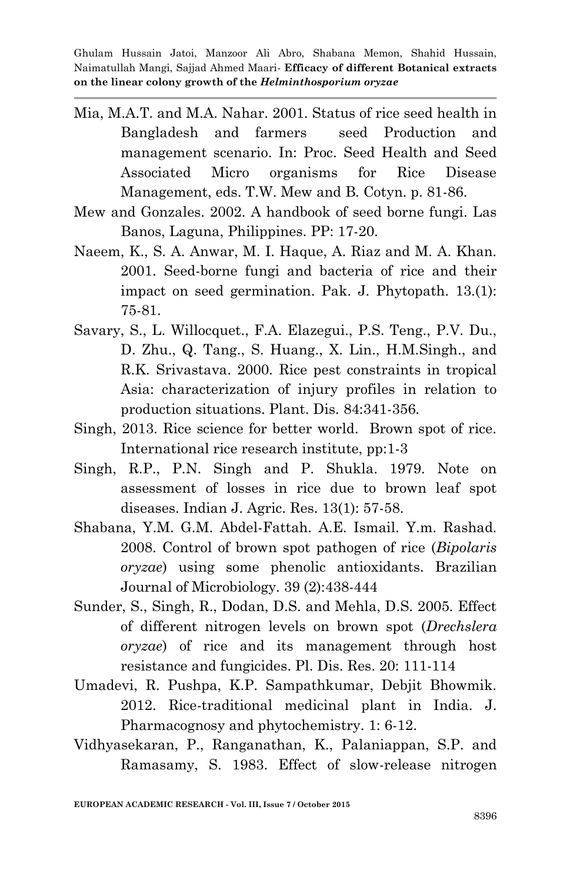Mia, M.A.T. and M.A. Nahar. 2001. Status of rice seed health in Bangladesh and farmers seed Production and management scenario. In: Proc. Seed Health and Seed Associated Micro organisms for Rice Disease Management, eds. T.W. Mew and B. Cotyn. p. 81-86.

Mew and Gonzales. 2002. A handbook of seed borne fungi. Las Banos, Laguna, Philippines. PP: 17-20.

Naeem, K., S. A. Anwar, M. I. Haque, A. Riaz and M. A. Khan. 2001. Seed-borne fungi and bacteria of rice and their impact on seed germination. Pak. J. Phytopath. 13.(1): 75-81.

Savary, S., L. Willocquet., F.A. Elazegui., P.S. Teng., P.V. Du., D. Zhu., Q. Tang., S. Huang., X. Lin., H.M.Singh., and R.K. Srivastava. 2000. Rice pest constraints in tropical Asia: characterization of injury profiles in relation to production situations. Plant. Dis. 84:341-356.

Singh, 2013. Rice science for better world. Brown spot of rice. International rice research institute, pp:1-3

Singh, R.P., P.N. Singh and P. Shukla. 1979. Note on assessment of losses in rice due to brown leaf spot diseases. Indian J. Agric. Res. 13(1): 57-58.

Shabana, Y.M. G.M. Abdel-Fattah. A.E. Ismail. Y.m. Rashad. 2008. Control of brown spot pathogen of rice (*Bipolaris oryzae*) using some phenolic antioxidants. Brazilian Journal of Microbiology. 39 (2):438-444

Sunder, S., Singh, R., Dodan, D.S. and Mehla, D.S. 2005. Effect of different nitrogen levels on brown spot (*Drechslera oryzae*) of rice and its management through host resistance and fungicides. Pl. Dis. Res. 20: 111-114

Umadevi, R. Pushpa, K.P. Sampathkumar, Debjit Bhowmik. 2012. Rice-traditional medicinal plant in India. J. Pharmacognosy and phytochemistry. 1: 6-12.

Vidhyasekaran, P., Ranganathan, K., Palaniappan, S.P. and Ramasamy, S. 1983. Effect of slow-release nitrogen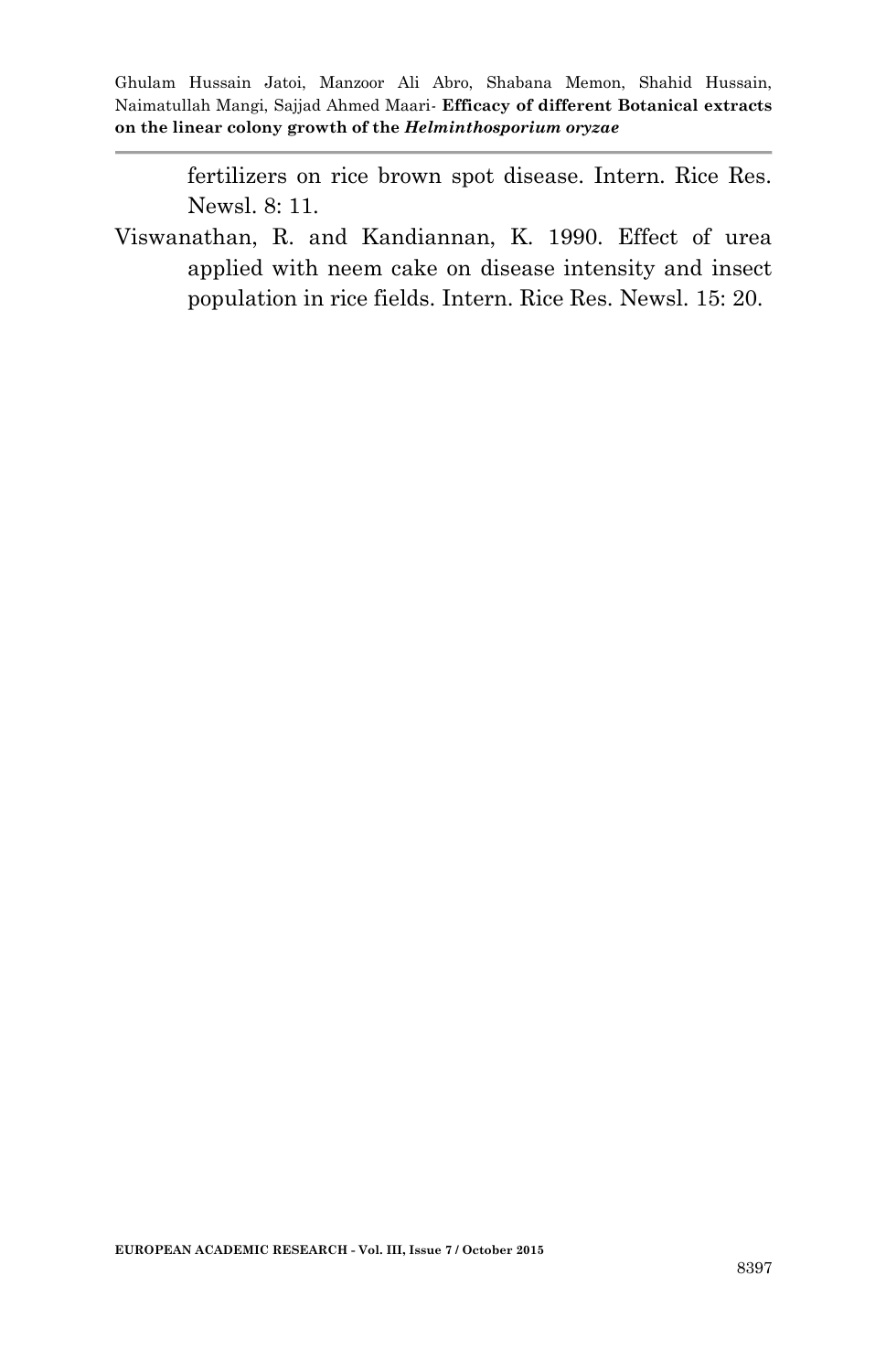fertilizers on rice brown spot disease. Intern. Rice Res. Newsl. 8: 11.

Viswanathan, R. and Kandiannan, K. 1990. Effect of urea applied with neem cake on disease intensity and insect population in rice fields. Intern. Rice Res. Newsl. 15: 20.